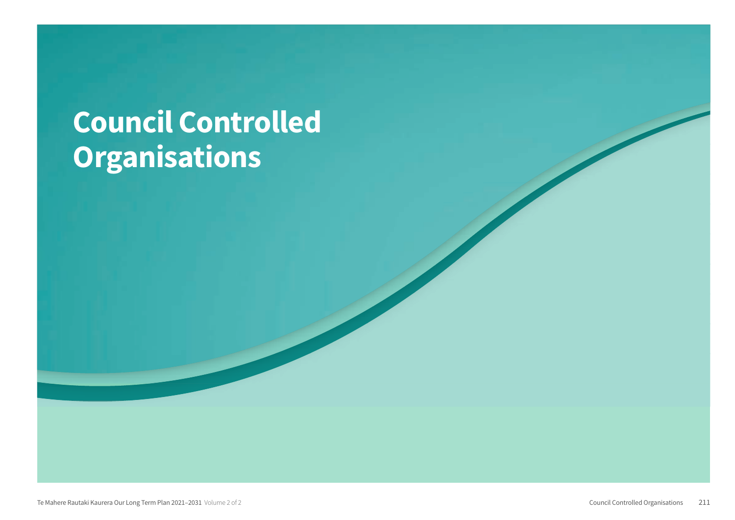# Council Controlled Organisations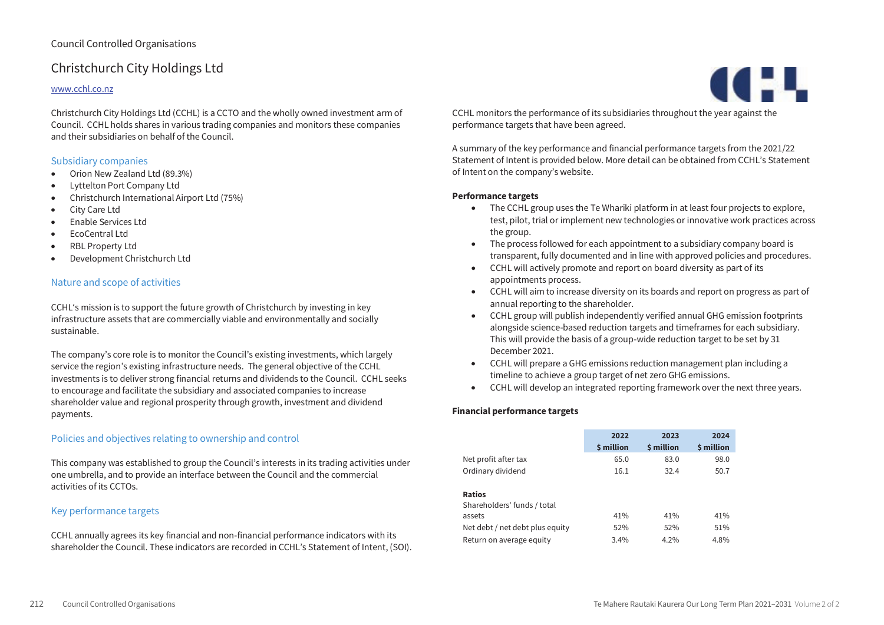Council Controlled Organisations

# Christchurch City Holdings Ltd

www.cchl.co.nz

Christchurch City Holdings Ltd (CCHL) is a CCTO and the wholly owned investment arm of Council. CCHL holds shares in various trading companies and monitors these companies and their subsidiaries on behalf of the Council.

## Subsidiary companies

- Orion New Zealand Ltd (89.3%)
- Lyttelton Port Company Ltd
- Christchurch International Airport Ltd (75%)
- City Care Ltd
- Enable Services Ltd
- EcoCentral Ltd
- RBL Property Ltd
- Development Christchurch Ltd

## Nature and scope of activities

CCHL's mission is to support the future growth of Christchurch by investing in key infrastructure assets that are commercially viable and environmentally and socially sustainable.

The company's core role is to monitor the Council's existing investments, which largely service the region's existing infrastructure needs. The general objective of the CCHL investments is to deliver strong financial returns and dividends to the Council. CCHL seeks to encourage and facilitate the subsidiary and associated companies to increase shareholder value and regional prosperity through growth, investment and dividend payments.

## Policies and objectives relating to ownership and control

This company was established to group the Council's interests in its trading activities under one umbrella, and to provide an interface between the Council and the commercial activities of its CCTOs.

## Key performance targets

CCHL annually agrees its key financial and non-financial performance indicators with its shareholder the Council. These indicators are recorded in CCHL's Statement of Intent, (SOI). CCHL monitors the performance of its subsidiaries throughout the year against the performance targets that have been agreed.

A summary of the key performance and financial performance targets from the 2021/22 Statement of Intent is provided below. More detail can be obtained from CCHL's Statement of Intent on the company's website.

**Performance targets**

- The CCHL group uses the Te Whariki platform in at least four projects to explore, test, pilot, trial or implement new technologies or innovative work practices across the group.
- The process followed for each appointment to a subsidiary company board is transparent, fully documented and in line with approved policies and procedures.
- CCHL will actively promote and report on board diversity as part of its appointments process.
- CCHL will aim to increase diversity on its boards and report on progress as part of annual reporting to the shareholder.
- CCHL group will publish independently verified annual GHG emission footprints alongside science-based reduction targets and timeframes for each subsidiary. This will provide the basis of a group-wide reduction target to be set by 31 December 2021.
- CCHL will prepare a GHG emissions reduction management plan including a timeline to achieve a group target of net zero GHG emissions.
- CCHL will develop an integrated reporting framework over the next three years.

**Financial performance targets**

| | 2022 $ million | 2023 $ million | 2024 $ million |
|---|---|---|---|
| Net profit after tax | 65.0 | 83.0 | 98.0 |
| Ordinary dividend | 16.1 | 32.4 | 50.7 |
| **Ratios** | | | |
| Shareholders' funds / total assets | 41% | 41% | 41% |
| Net debt / net debt plus equity | 52% | 52% | 51% |
| Return on average equity | 3.4% | 4.2% | 4.8% |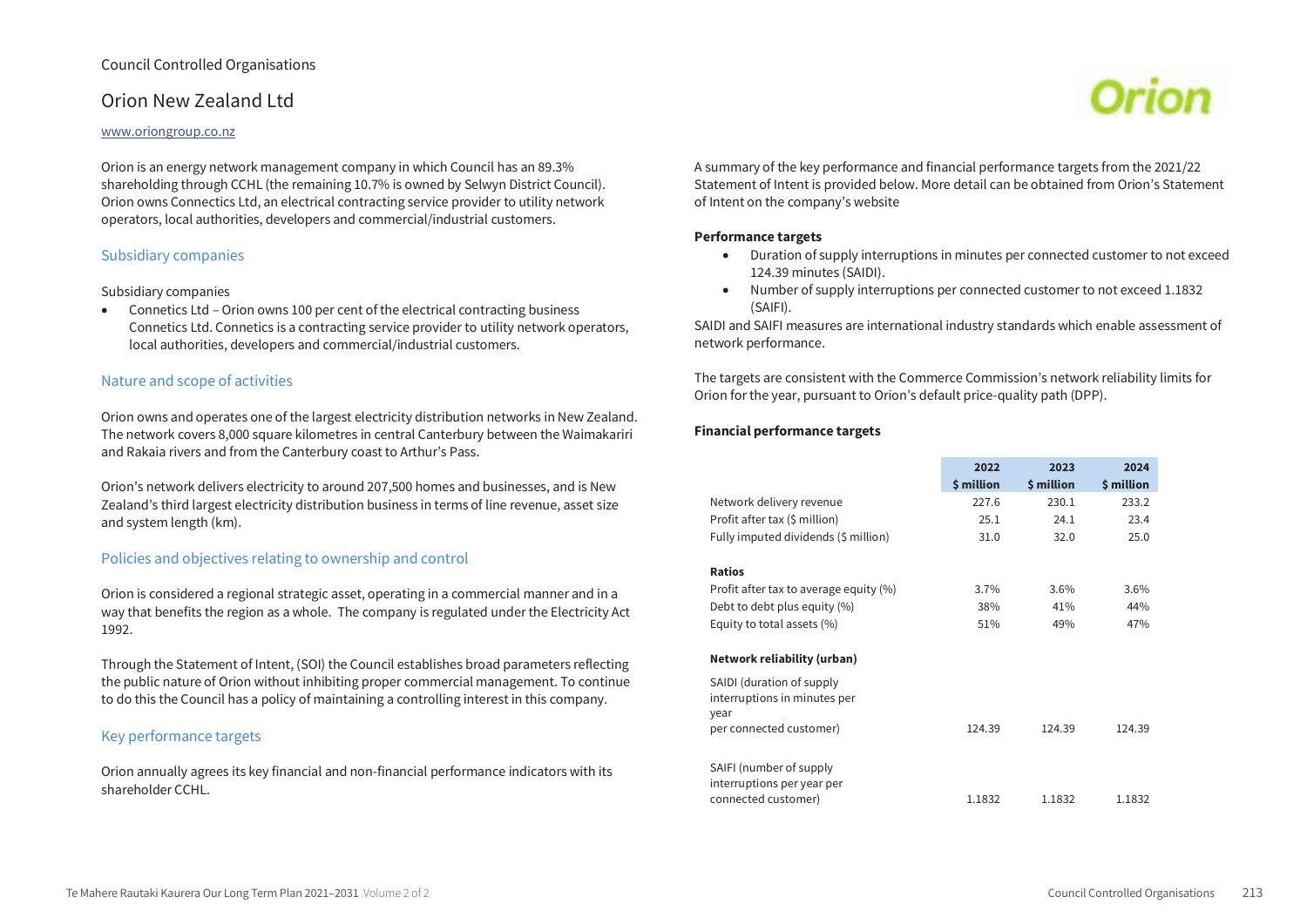Council Controlled Organisations

# Orion New Zealand Ltd

www.oriongroup.co.nz

Orion is an energy network management company in which Council has an 89.3% shareholding through CCHL (the remaining 10.7% is owned by Selwyn District Council). Orion owns Connectics Ltd, an electrical contracting service provider to utility network operators, local authorities, developers and commercial/industrial customers.

## Subsidiary companies

Subsidiary companies

- Connetics Ltd – Orion owns 100 per cent of the electrical contracting business Connetics Ltd. Connetics is a contracting service provider to utility network operators, local authorities, developers and commercial/industrial customers.

## Nature and scope of activities

Orion owns and operates one of the largest electricity distribution networks in New Zealand. The network covers 8,000 square kilometres in central Canterbury between the Waimakariri and Rakaia rivers and from the Canterbury coast to Arthur's Pass.

Orion's network delivers electricity to around 207,500 homes and businesses, and is New Zealand's third largest electricity distribution business in terms of line revenue, asset size and system length (km).

## Policies and objectives relating to ownership and control

Orion is considered a regional strategic asset, operating in a commercial manner and in a way that benefits the region as a whole. The company is regulated under the Electricity Act 1992.

Through the Statement of Intent, (SOI) the Council establishes broad parameters reflecting the public nature of Orion without inhibiting proper commercial management. To continue to do this the Council has a policy of maintaining a controlling interest in this company.

## Key performance targets

Orion annually agrees its key financial and non-financial performance indicators with its shareholder CCHL.

A summary of the key performance and financial performance targets from the 2021/22 Statement of Intent is provided below. More detail can be obtained from Orion's Statement of Intent on the company's website

**Performance targets**

- Duration of supply interruptions in minutes per connected customer to not exceed 124.39 minutes (SAIDI).
- Number of supply interruptions per connected customer to not exceed 1.1832 (SAIFI).

SAIDI and SAIFI measures are international industry standards which enable assessment of network performance.

The targets are consistent with the Commerce Commission's network reliability limits for Orion for the year, pursuant to Orion's default price-quality path (DPP).

**Financial performance targets**

| | 2022 $ million | 2023 $ million | 2024 $ million |
|---|---|---|---|
| Network delivery revenue | 227.6 | 230.1 | 233.2 |
| Profit after tax ($ million) | 25.1 | 24.1 | 23.4 |
| Fully imputed dividends ($ million) | 31.0 | 32.0 | 25.0 |
| **Ratios** | | | |
| Profit after tax to average equity (%) | 3.7% | 3.6% | 3.6% |
| Debt to debt plus equity (%) | 38% | 41% | 44% |
| Equity to total assets (%) | 51% | 49% | 47% |
| **Network reliability (urban)** | | | |
| SAIDI (duration of supply interruptions in minutes per year per connected customer) | 124.39 | 124.39 | 124.39 |
| SAIFI (number of supply interruptions per year per connected customer) | 1.1832 | 1.1832 | 1.1832 |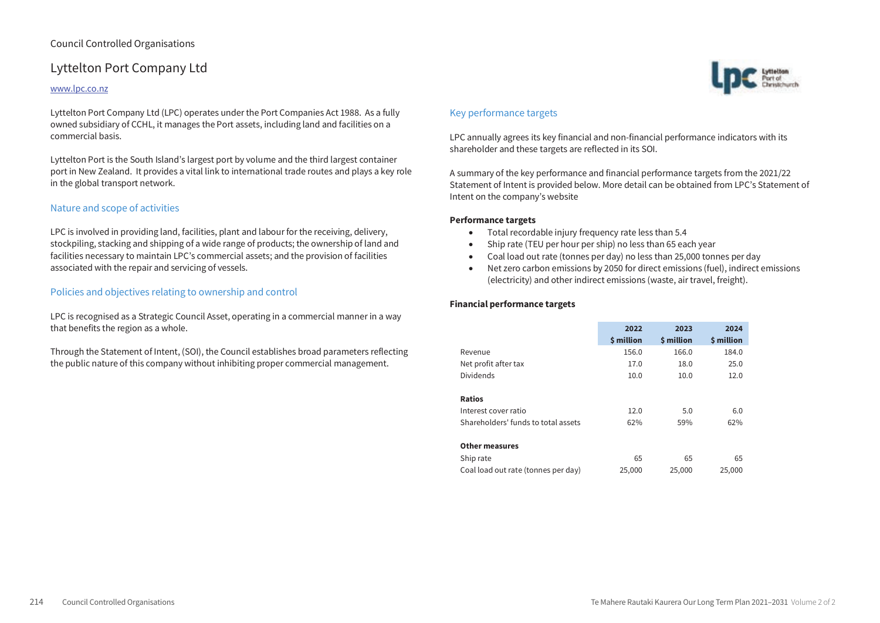Council Controlled Organisations

# Lyttelton Port Company Ltd

[www.lpc.co.nz](http://www.lpc.co.nz)

Lyttelton Port Company Ltd (LPC) operates under the Port Companies Act 1988. As a fully owned subsidiary of CCHL, it manages the Port assets, including land and facilities on a commercial basis.

Lyttelton Port is the South Island's largest port by volume and the third largest container port in New Zealand. It provides a vital link to international trade routes and plays a key role in the global transport network.

## Nature and scope of activities

LPC is involved in providing land, facilities, plant and labour for the receiving, delivery, stockpiling, stacking and shipping of a wide range of products; the ownership of land and facilities necessary to maintain LPC's commercial assets; and the provision of facilities associated with the repair and servicing of vessels.

## Policies and objectives relating to ownership and control

LPC is recognised as a Strategic Council Asset, operating in a commercial manner in a way that benefits the region as a whole.

Through the Statement of Intent, (SOI), the Council establishes broad parameters reflecting the public nature of this company without inhibiting proper commercial management.

## Key performance targets

LPC annually agrees its key financial and non-financial performance indicators with its shareholder and these targets are reflected in its SOI.

A summary of the key performance and financial performance targets from the 2021/22 Statement of Intent is provided below. More detail can be obtained from LPC's Statement of Intent on the company's website

**Performance targets**

- Total recordable injury frequency rate less than 5.4
- Ship rate (TEU per hour per ship) no less than 65 each year
- Coal load out rate (tonnes per day) no less than 25,000 tonnes per day
- Net zero carbon emissions by 2050 for direct emissions (fuel), indirect emissions (electricity) and other indirect emissions (waste, air travel, freight).

**Financial performance targets**

| | 2022 $ million | 2023 $ million | 2024 $ million |
|---|---|---|---|
| Revenue | 156.0 | 166.0 | 184.0 |
| Net profit after tax | 17.0 | 18.0 | 25.0 |
| Dividends | 10.0 | 10.0 | 12.0 |
| **Ratios** | | | |
| Interest cover ratio | 12.0 | 5.0 | 6.0 |
| Shareholders' funds to total assets | 62% | 59% | 62% |
| **Other measures** | | | |
| Ship rate | 65 | 65 | 65 |
| Coal load out rate (tonnes per day) | 25,000 | 25,000 | 25,000 |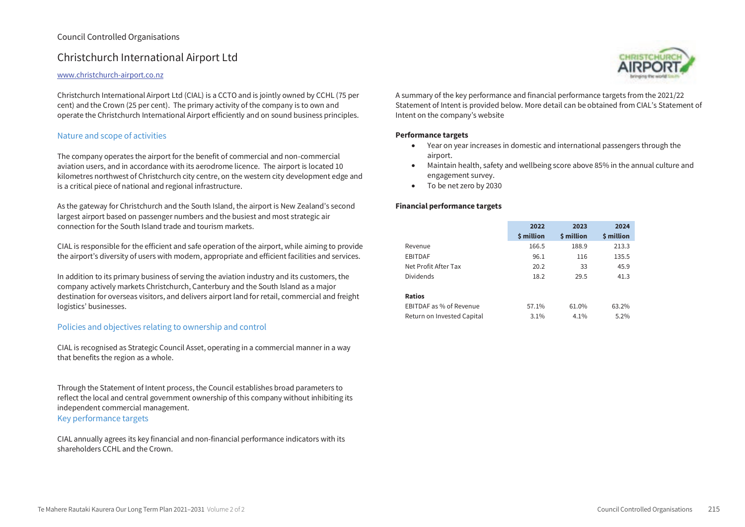Council Controlled Organisations

# Christchurch International Airport Ltd

[www.christchurch-airport.co.nz](www.christchurch-airport.co.nz)

Christchurch International Airport Ltd (CIAL) is a CCTO and is jointly owned by CCHL (75 per cent) and the Crown (25 per cent). The primary activity of the company is to own and operate the Christchurch International Airport efficiently and on sound business principles.

## Nature and scope of activities

The company operates the airport for the benefit of commercial and non-commercial aviation users, and in accordance with its aerodrome licence. The airport is located 10 kilometres northwest of Christchurch city centre, on the western city development edge and is a critical piece of national and regional infrastructure.

As the gateway for Christchurch and the South Island, the airport is New Zealand's second largest airport based on passenger numbers and the busiest and most strategic air connection for the South Island trade and tourism markets.

CIAL is responsible for the efficient and safe operation of the airport, while aiming to provide the airport's diversity of users with modern, appropriate and efficient facilities and services.

In addition to its primary business of serving the aviation industry and its customers, the company actively markets Christchurch, Canterbury and the South Island as a major destination for overseas visitors, and delivers airport land for retail, commercial and freight logistics' businesses.

## Policies and objectives relating to ownership and control

CIAL is recognised as Strategic Council Asset, operating in a commercial manner in a way that benefits the region as a whole.

Through the Statement of Intent process, the Council establishes broad parameters to reflect the local and central government ownership of this company without inhibiting its independent commercial management.

## Key performance targets

CIAL annually agrees its key financial and non-financial performance indicators with its shareholders CCHL and the Crown.

A summary of the key performance and financial performance targets from the 2021/22 Statement of Intent is provided below. More detail can be obtained from CIAL's Statement of Intent on the company's website

**Performance targets**

- Year on year increases in domestic and international passengers through the airport.
- Maintain health, safety and wellbeing score above 85% in the annual culture and engagement survey.
- To be net zero by 2030

**Financial performance targets**

| | 2022 $ million | 2023 $ million | 2024 $ million |
|---|---|---|---|
| Revenue | 166.5 | 188.9 | 213.3 |
| EBITDAF | 96.1 | 116 | 135.5 |
| Net Profit After Tax | 20.2 | 33 | 45.9 |
| Dividends | 18.2 | 29.5 | 41.3 |
| **Ratios** | | | |
| EBITDAF as % of Revenue | 57.1% | 61.0% | 63.2% |
| Return on Invested Capital | 3.1% | 4.1% | 5.2% |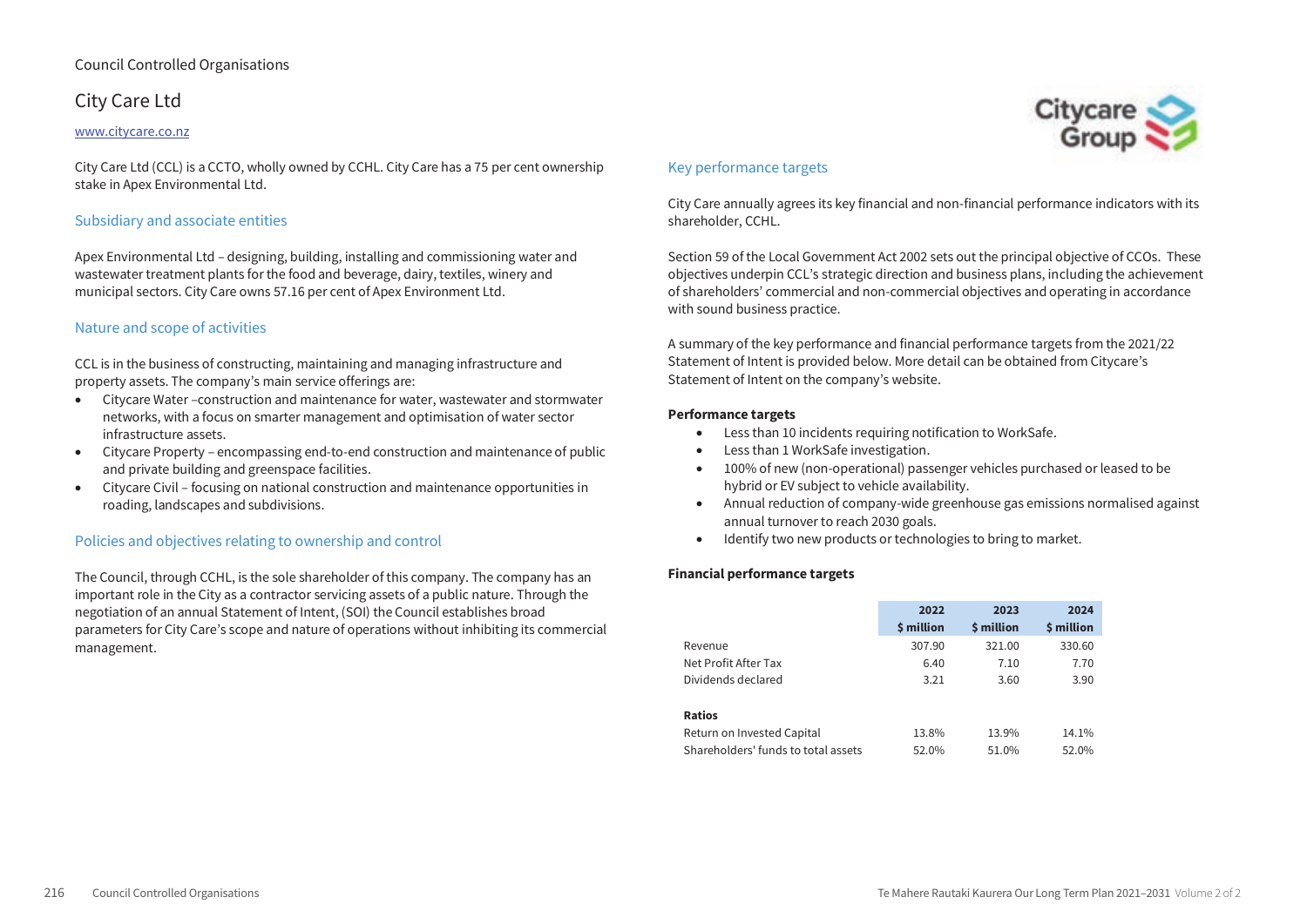Council Controlled Organisations

# City Care Ltd

www.citycare.co.nz

City Care Ltd (CCL) is a CCTO, wholly owned by CCHL. City Care has a 75 per cent ownership stake in Apex Environmental Ltd.

## Subsidiary and associate entities

Apex Environmental Ltd – designing, building, installing and commissioning water and wastewater treatment plants for the food and beverage, dairy, textiles, winery and municipal sectors. City Care owns 57.16 per cent of Apex Environment Ltd.

## Nature and scope of activities

CCL is in the business of constructing, maintaining and managing infrastructure and property assets. The company's main service offerings are:

- Citycare Water –construction and maintenance for water, wastewater and stormwater networks, with a focus on smarter management and optimisation of water sector infrastructure assets.
- Citycare Property – encompassing end-to-end construction and maintenance of public and private building and greenspace facilities.
- Citycare Civil – focusing on national construction and maintenance opportunities in roading, landscapes and subdivisions.

## Policies and objectives relating to ownership and control

The Council, through CCHL, is the sole shareholder of this company. The company has an important role in the City as a contractor servicing assets of a public nature. Through the negotiation of an annual Statement of Intent, (SOI) the Council establishes broad parameters for City Care's scope and nature of operations without inhibiting its commercial management.

## Key performance targets

City Care annually agrees its key financial and non-financial performance indicators with its shareholder, CCHL.

Section 59 of the Local Government Act 2002 sets out the principal objective of CCOs. These objectives underpin CCL's strategic direction and business plans, including the achievement of shareholders' commercial and non-commercial objectives and operating in accordance with sound business practice.

A summary of the key performance and financial performance targets from the 2021/22 Statement of Intent is provided below. More detail can be obtained from Citycare's Statement of Intent on the company's website.

**Performance targets**

- Less than 10 incidents requiring notification to WorkSafe.
- Less than 1 WorkSafe investigation.
- 100% of new (non-operational) passenger vehicles purchased or leased to be hybrid or EV subject to vehicle availability.
- Annual reduction of company-wide greenhouse gas emissions normalised against annual turnover to reach 2030 goals.
- Identify two new products or technologies to bring to market.

**Financial performance targets**

| | 2022 $ million | 2023 $ million | 2024 $ million |
|---|---|---|---|
| Revenue | 307.90 | 321.00 | 330.60 |
| Net Profit After Tax | 6.40 | 7.10 | 7.70 |
| Dividends declared | 3.21 | 3.60 | 3.90 |
| **Ratios** | | | |
| Return on Invested Capital | 13.8% | 13.9% | 14.1% |
| Shareholders' funds to total assets | 52.0% | 51.0% | 52.0% |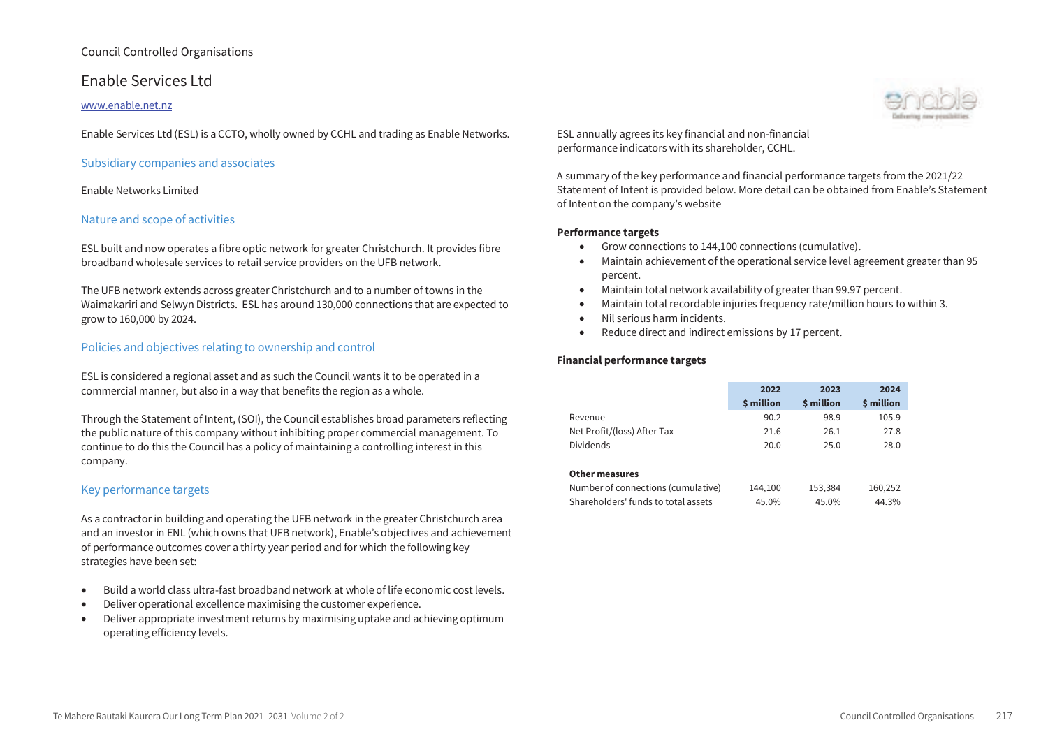Council Controlled Organisations

# Enable Services Ltd

www.enable.net.nz

Enable Services Ltd (ESL) is a CCTO, wholly owned by CCHL and trading as Enable Networks.

## Subsidiary companies and associates

Enable Networks Limited

## Nature and scope of activities

ESL built and now operates a fibre optic network for greater Christchurch. It provides fibre broadband wholesale services to retail service providers on the UFB network.

The UFB network extends across greater Christchurch and to a number of towns in the Waimakariri and Selwyn Districts. ESL has around 130,000 connections that are expected to grow to 160,000 by 2024.

## Policies and objectives relating to ownership and control

ESL is considered a regional asset and as such the Council wants it to be operated in a commercial manner, but also in a way that benefits the region as a whole.

Through the Statement of Intent, (SOI), the Council establishes broad parameters reflecting the public nature of this company without inhibiting proper commercial management. To continue to do this the Council has a policy of maintaining a controlling interest in this company.

## Key performance targets

As a contractor in building and operating the UFB network in the greater Christchurch area and an investor in ENL (which owns that UFB network), Enable's objectives and achievement of performance outcomes cover a thirty year period and for which the following key strategies have been set:

- Build a world class ultra-fast broadband network at whole of life economic cost levels.
- Deliver operational excellence maximising the customer experience.
- Deliver appropriate investment returns by maximising uptake and achieving optimum operating efficiency levels.

ESL annually agrees its key financial and non-financial performance indicators with its shareholder, CCHL.

A summary of the key performance and financial performance targets from the 2021/22 Statement of Intent is provided below. More detail can be obtained from Enable's Statement of Intent on the company's website

**Performance targets**

- Grow connections to 144,100 connections (cumulative).
- Maintain achievement of the operational service level agreement greater than 95 percent.
- Maintain total network availability of greater than 99.97 percent.
- Maintain total recordable injuries frequency rate/million hours to within 3.
- Nil serious harm incidents.
- Reduce direct and indirect emissions by 17 percent.

**Financial performance targets**

| | 2022 $ million | 2023 $ million | 2024 $ million |
|---|---|---|---|
| Revenue | 90.2 | 98.9 | 105.9 |
| Net Profit/(loss) After Tax | 21.6 | 26.1 | 27.8 |
| Dividends | 20.0 | 25.0 | 28.0 |
| **Other measures** | | | |
| Number of connections (cumulative) | 144,100 | 153,384 | 160,252 |
| Shareholders' funds to total assets | 45.0% | 45.0% | 44.3% |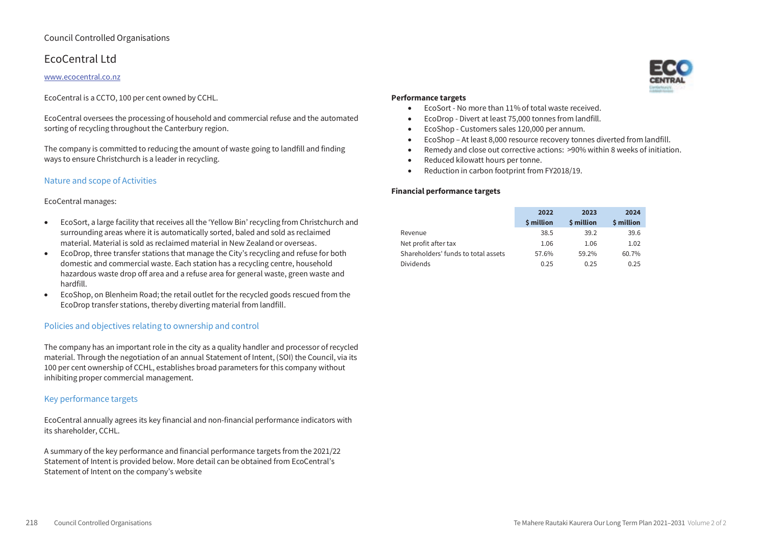Council Controlled Organisations

# EcoCentral Ltd

www.ecocentral.co.nz

EcoCentral is a CCTO, 100 per cent owned by CCHL.

EcoCentral oversees the processing of household and commercial refuse and the automated sorting of recycling throughout the Canterbury region.

The company is committed to reducing the amount of waste going to landfill and finding ways to ensure Christchurch is a leader in recycling.

## Nature and scope of Activities

EcoCentral manages:

- EcoSort, a large facility that receives all the 'Yellow Bin' recycling from Christchurch and surrounding areas where it is automatically sorted, baled and sold as reclaimed material. Material is sold as reclaimed material in New Zealand or overseas.
- EcoDrop, three transfer stations that manage the City's recycling and refuse for both domestic and commercial waste. Each station has a recycling centre, household hazardous waste drop off area and a refuse area for general waste, green waste and hardfill.
- EcoShop, on Blenheim Road; the retail outlet for the recycled goods rescued from the EcoDrop transfer stations, thereby diverting material from landfill.

## Policies and objectives relating to ownership and control

The company has an important role in the city as a quality handler and processor of recycled material. Through the negotiation of an annual Statement of Intent, (SOI) the Council, via its 100 per cent ownership of CCHL, establishes broad parameters for this company without inhibiting proper commercial management.

## Key performance targets

EcoCentral annually agrees its key financial and non-financial performance indicators with its shareholder, CCHL.

A summary of the key performance and financial performance targets from the 2021/22 Statement of Intent is provided below. More detail can be obtained from EcoCentral's Statement of Intent on the company's website

**Performance targets**

- EcoSort - No more than 11% of total waste received.
- EcoDrop - Divert at least 75,000 tonnes from landfill.
- EcoShop - Customers sales 120,000 per annum.
- EcoShop – At least 8,000 resource recovery tonnes diverted from landfill.
- Remedy and close out corrective actions: >90% within 8 weeks of initiation.
- Reduced kilowatt hours per tonne.
- Reduction in carbon footprint from FY2018/19.

**Financial performance targets**

| | 2022 $ million | 2023 $ million | 2024 $ million |
|---|---|---|---|
| Revenue | 38.5 | 39.2 | 39.6 |
| Net profit after tax | 1.06 | 1.06 | 1.02 |
| Shareholders' funds to total assets | 57.6% | 59.2% | 60.7% |
| Dividends | 0.25 | 0.25 | 0.25 |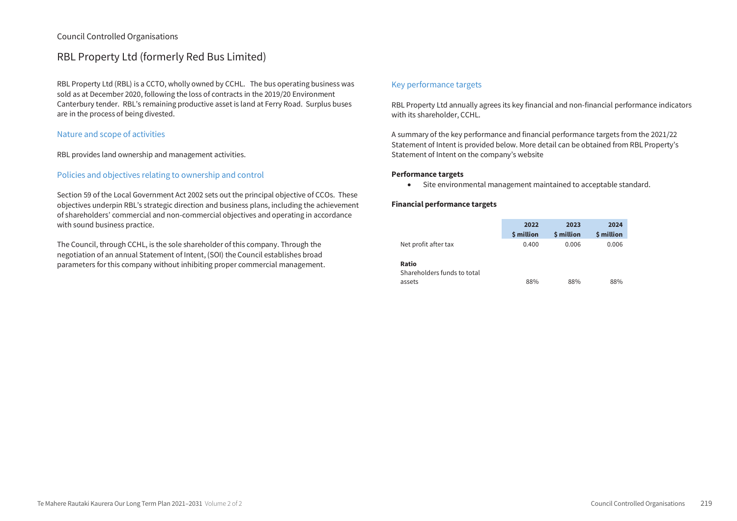Council Controlled Organisations

# RBL Property Ltd (formerly Red Bus Limited)

RBL Property Ltd (RBL) is a CCTO, wholly owned by CCHL. The bus operating business was sold as at December 2020, following the loss of contracts in the 2019/20 Environment Canterbury tender. RBL's remaining productive asset is land at Ferry Road. Surplus buses are in the process of being divested.

## Nature and scope of activities

RBL provides land ownership and management activities.

## Policies and objectives relating to ownership and control

Section 59 of the Local Government Act 2002 sets out the principal objective of CCOs. These objectives underpin RBL's strategic direction and business plans, including the achievement of shareholders' commercial and non-commercial objectives and operating in accordance with sound business practice.

The Council, through CCHL, is the sole shareholder of this company. Through the negotiation of an annual Statement of Intent, (SOI) the Council establishes broad parameters for this company without inhibiting proper commercial management.

## Key performance targets

RBL Property Ltd annually agrees its key financial and non-financial performance indicators with its shareholder, CCHL.

A summary of the key performance and financial performance targets from the 2021/22 Statement of Intent is provided below. More detail can be obtained from RBL Property's Statement of Intent on the company's website

**Performance targets**

- Site environmental management maintained to acceptable standard.

**Financial performance targets**

| | 2022 $ million | 2023 $ million | 2024 $ million |
|---|---|---|---|
| Net profit after tax | 0.400 | 0.006 | 0.006 |
| **Ratio** | | | |
| Shareholders funds to total assets | 88% | 88% | 88% |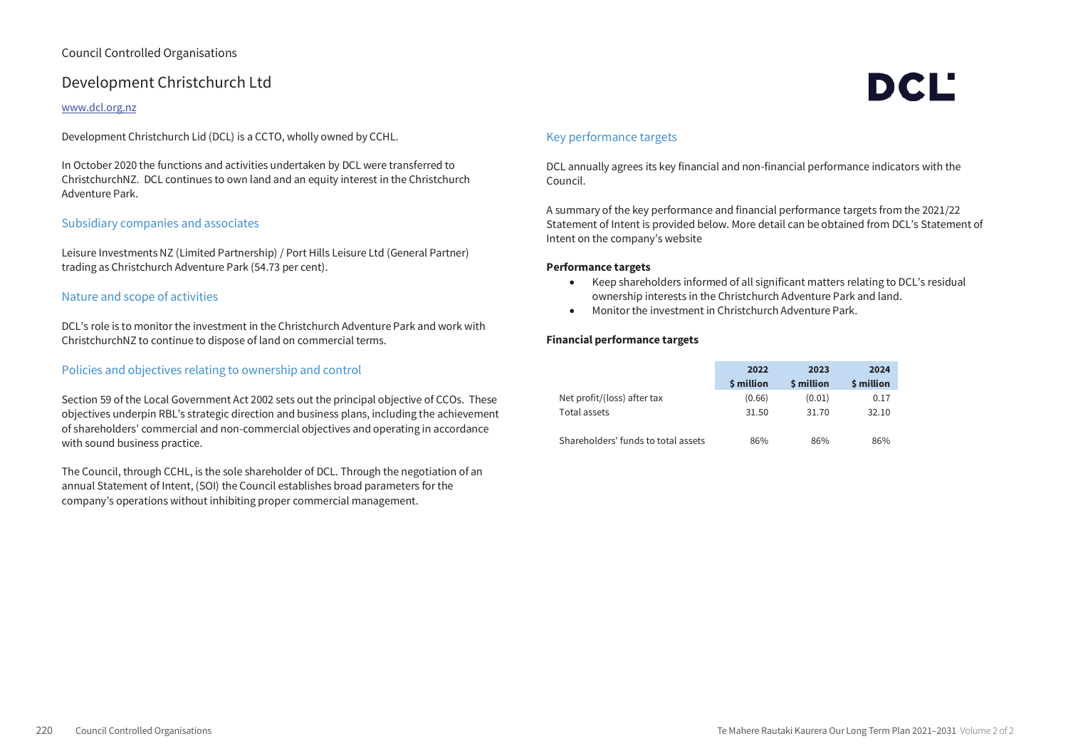Council Controlled Organisations

# Development Christchurch Ltd

www.dcl.org.nz

Development Christchurch Lid (DCL) is a CCTO, wholly owned by CCHL.

In October 2020 the functions and activities undertaken by DCL were transferred to ChristchurchNZ. DCL continues to own land and an equity interest in the Christchurch Adventure Park.

## Subsidiary companies and associates

Leisure Investments NZ (Limited Partnership) / Port Hills Leisure Ltd (General Partner) trading as Christchurch Adventure Park (54.73 per cent).

## Nature and scope of activities

DCL's role is to monitor the investment in the Christchurch Adventure Park and work with ChristchurchNZ to continue to dispose of land on commercial terms.

## Policies and objectives relating to ownership and control

Section 59 of the Local Government Act 2002 sets out the principal objective of CCOs. These objectives underpin RBL's strategic direction and business plans, including the achievement of shareholders' commercial and non-commercial objectives and operating in accordance with sound business practice.

The Council, through CCHL, is the sole shareholder of DCL. Through the negotiation of an annual Statement of Intent, (SOI) the Council establishes broad parameters for the company's operations without inhibiting proper commercial management.

## Key performance targets

DCL annually agrees its key financial and non-financial performance indicators with the Council.

A summary of the key performance and financial performance targets from the 2021/22 Statement of Intent is provided below. More detail can be obtained from DCL's Statement of Intent on the company's website

**Performance targets**

- Keep shareholders informed of all significant matters relating to DCL's residual ownership interests in the Christchurch Adventure Park and land.
- Monitor the investment in Christchurch Adventure Park.

**Financial performance targets**

| | 2022<br>$ million | 2023<br>$ million | 2024<br>$ million |
|---|---|---|---|
| Net profit/(loss) after tax | (0.66) | (0.01) | 0.17 |
| Total assets | 31.50 | 31.70 | 32.10 |
| Shareholders' funds to total assets | 86% | 86% | 86% |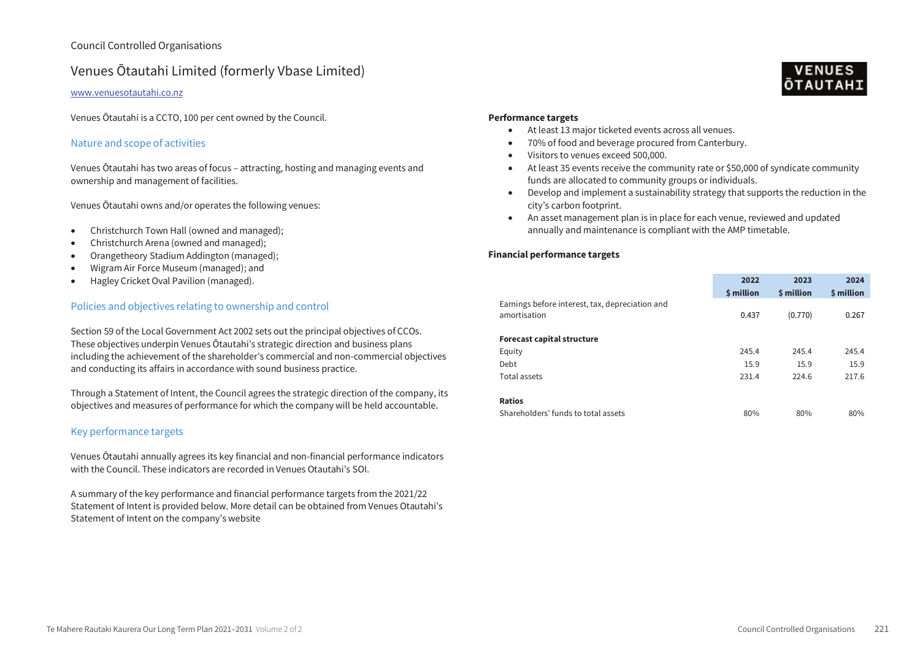Council Controlled Organisations

# Venues Ōtautahi Limited (formerly Vbase Limited)

www.venuesotautahi.co.nz

Venues Ōtautahi is a CCTO, 100 per cent owned by the Council.

## Nature and scope of activities

Venues Ōtautahi has two areas of focus – attracting, hosting and managing events and ownership and management of facilities.

Venues Ōtautahi owns and/or operates the following venues:

- Christchurch Town Hall (owned and managed);
- Christchurch Arena (owned and managed);
- Orangetheory Stadium Addington (managed);
- Wigram Air Force Museum (managed); and
- Hagley Cricket Oval Pavilion (managed).

## Policies and objectives relating to ownership and control

Section 59 of the Local Government Act 2002 sets out the principal objectives of CCOs. These objectives underpin Venues Ōtautahi's strategic direction and business plans including the achievement of the shareholder's commercial and non-commercial objectives and conducting its affairs in accordance with sound business practice.

Through a Statement of Intent, the Council agrees the strategic direction of the company, its objectives and measures of performance for which the company will be held accountable.

## Key performance targets

Venues Ōtautahi annually agrees its key financial and non-financial performance indicators with the Council. These indicators are recorded in Venues Otautahi's SOI.

A summary of the key performance and financial performance targets from the 2021/22 Statement of Intent is provided below. More detail can be obtained from Venues Otautahi's Statement of Intent on the company's website

**Performance targets**

- At least 13 major ticketed events across all venues.
- 70% of food and beverage procured from Canterbury.
- Visitors to venues exceed 500,000.
- At least 35 events receive the community rate or $50,000 of syndicate community funds are allocated to community groups or individuals.
- Develop and implement a sustainability strategy that supports the reduction in the city's carbon footprint.
- An asset management plan is in place for each venue, reviewed and updated annually and maintenance is compliant with the AMP timetable.

**Financial performance targets**

| | 2022<br>$ million | 2023<br>$ million | 2024<br>$ million |
|---|---|---|---|
| Earnings before interest, tax, depreciation and amortisation | 0.437 | (0.770) | 0.267 |
| **Forecast capital structure** | | | |
| Equity | 245.4 | 245.4 | 245.4 |
| Debt | 15.9 | 15.9 | 15.9 |
| Total assets | 231.4 | 224.6 | 217.6 |
| **Ratios** | | | |
| Shareholders' funds to total assets | 80% | 80% | 80% |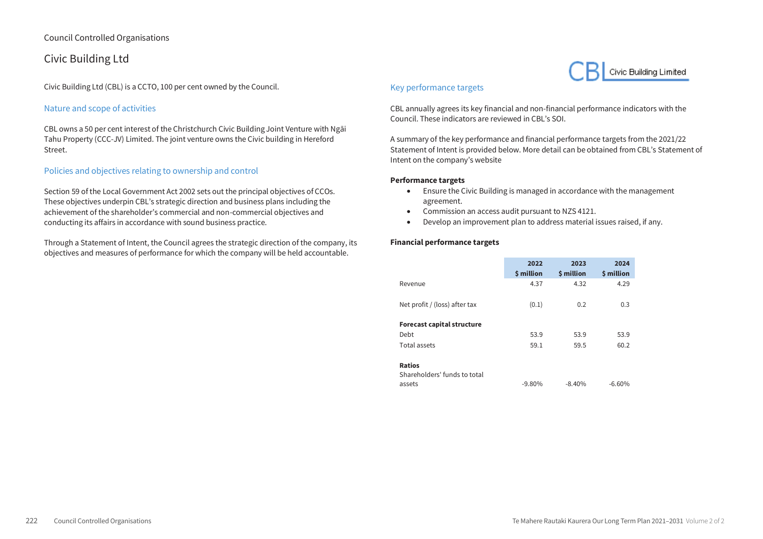Council Controlled Organisations

# Civic Building Ltd

Civic Building Ltd (CBL) is a CCTO, 100 per cent owned by the Council.

## Nature and scope of activities

CBL owns a 50 per cent interest of the Christchurch Civic Building Joint Venture with Ngāi Tahu Property (CCC-JV) Limited. The joint venture owns the Civic building in Hereford Street.

## Policies and objectives relating to ownership and control

Section 59 of the Local Government Act 2002 sets out the principal objectives of CCOs. These objectives underpin CBL's strategic direction and business plans including the achievement of the shareholder's commercial and non-commercial objectives and conducting its affairs in accordance with sound business practice.

Through a Statement of Intent, the Council agrees the strategic direction of the company, its objectives and measures of performance for which the company will be held accountable.

## Key performance targets

CBL annually agrees its key financial and non-financial performance indicators with the Council. These indicators are reviewed in CBL's SOI.

A summary of the key performance and financial performance targets from the 2021/22 Statement of Intent is provided below. More detail can be obtained from CBL's Statement of Intent on the company's website

**Performance targets**

- Ensure the Civic Building is managed in accordance with the management agreement.
- Commission an access audit pursuant to NZS 4121.
- Develop an improvement plan to address material issues raised, if any.

**Financial performance targets**

| | 2022 $ million | 2023 $ million | 2024 $ million |
|---|---|---|---|
| Revenue | 4.37 | 4.32 | 4.29 |
| Net profit / (loss) after tax | (0.1) | 0.2 | 0.3 |
| **Forecast capital structure** | | | |
| Debt | 53.9 | 53.9 | 53.9 |
| Total assets | 59.1 | 59.5 | 60.2 |
| **Ratios** | | | |
| Shareholders' funds to total assets | -9.80% | -8.40% | -6.60% |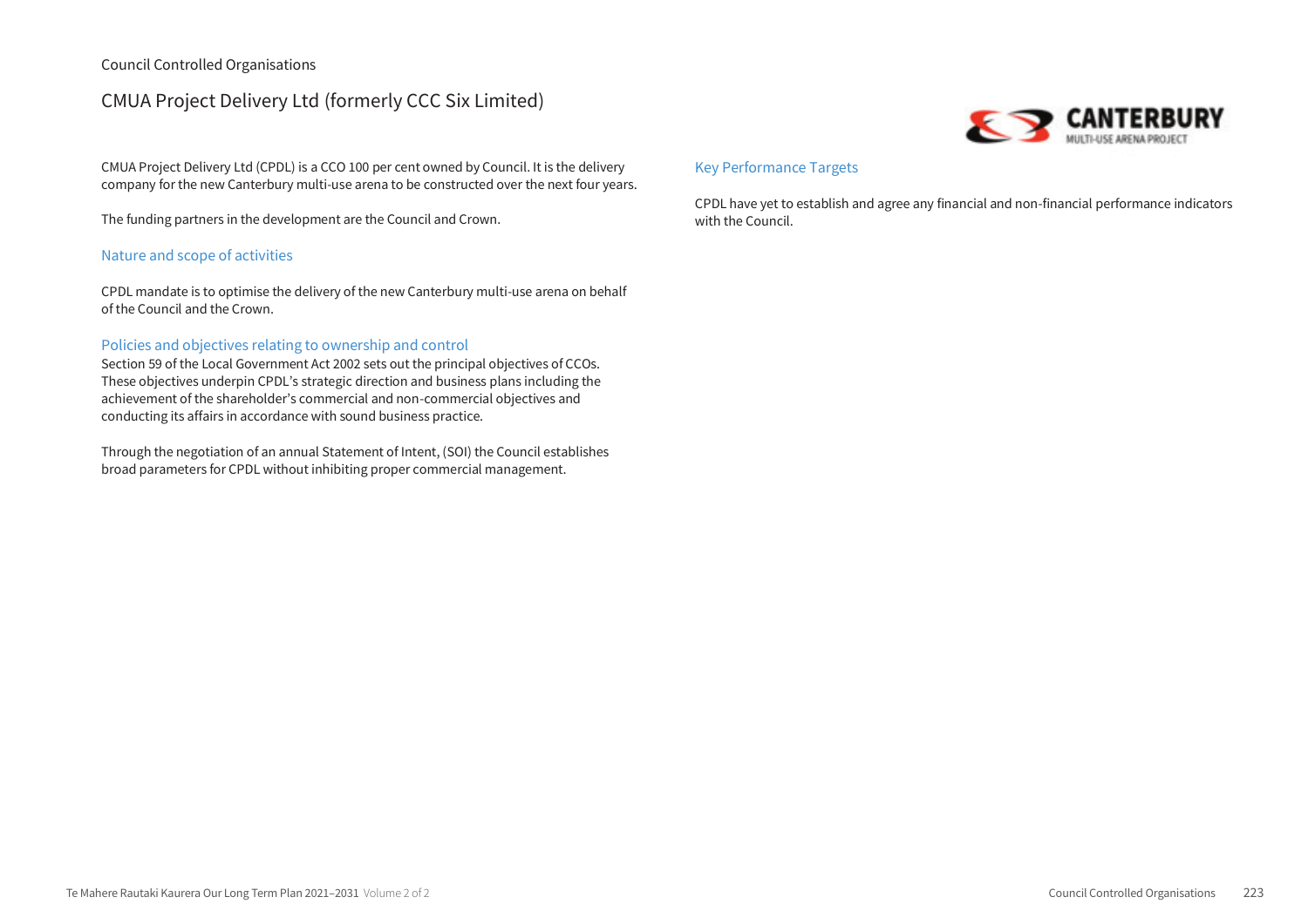Council Controlled Organisations

# CMUA Project Delivery Ltd (formerly CCC Six Limited)

CMUA Project Delivery Ltd (CPDL) is a CCO 100 per cent owned by Council. It is the delivery company for the new Canterbury multi-use arena to be constructed over the next four years.

The funding partners in the development are the Council and Crown.

## Nature and scope of activities

CPDL mandate is to optimise the delivery of the new Canterbury multi-use arena on behalf of the Council and the Crown.

## Policies and objectives relating to ownership and control

Section 59 of the Local Government Act 2002 sets out the principal objectives of CCOs. These objectives underpin CPDL's strategic direction and business plans including the achievement of the shareholder's commercial and non-commercial objectives and conducting its affairs in accordance with sound business practice.

Through the negotiation of an annual Statement of Intent, (SOI) the Council establishes broad parameters for CPDL without inhibiting proper commercial management.

## Key Performance Targets

CPDL have yet to establish and agree any financial and non-financial performance indicators with the Council.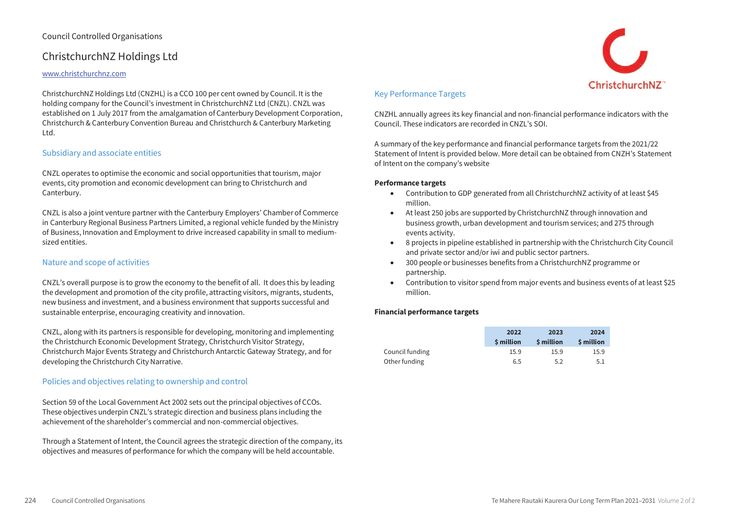Council Controlled Organisations

# ChristchurchNZ Holdings Ltd

www.christchurchnz.com

ChristchurchNZ Holdings Ltd (CNZHL) is a CCO 100 per cent owned by Council. It is the holding company for the Council's investment in ChristchurchNZ Ltd (CNZL). CNZL was established on 1 July 2017 from the amalgamation of Canterbury Development Corporation, Christchurch & Canterbury Convention Bureau and Christchurch & Canterbury Marketing Ltd.

## Subsidiary and associate entities

CNZL operates to optimise the economic and social opportunities that tourism, major events, city promotion and economic development can bring to Christchurch and Canterbury.

CNZL is also a joint venture partner with the Canterbury Employers' Chamber of Commerce in Canterbury Regional Business Partners Limited, a regional vehicle funded by the Ministry of Business, Innovation and Employment to drive increased capability in small to medium-sized entities.

## Nature and scope of activities

CNZL's overall purpose is to grow the economy to the benefit of all. It does this by leading the development and promotion of the city profile, attracting visitors, migrants, students, new business and investment, and a business environment that supports successful and sustainable enterprise, encouraging creativity and innovation.

CNZL, along with its partners is responsible for developing, monitoring and implementing the Christchurch Economic Development Strategy, Christchurch Visitor Strategy, Christchurch Major Events Strategy and Christchurch Antarctic Gateway Strategy, and for developing the Christchurch City Narrative.

## Policies and objectives relating to ownership and control

Section 59 of the Local Government Act 2002 sets out the principal objectives of CCOs. These objectives underpin CNZL's strategic direction and business plans including the achievement of the shareholder's commercial and non-commercial objectives.

Through a Statement of Intent, the Council agrees the strategic direction of the company, its objectives and measures of performance for which the company will be held accountable.

## Key Performance Targets

CNZHL annually agrees its key financial and non-financial performance indicators with the Council. These indicators are recorded in CNZL's SOI.

A summary of the key performance and financial performance targets from the 2021/22 Statement of Intent is provided below. More detail can be obtained from CNZH's Statement of Intent on the company's website

**Performance targets**

- Contribution to GDP generated from all ChristchurchNZ activity of at least $45 million.
- At least 250 jobs are supported by ChristchurchNZ through innovation and business growth, urban development and tourism services; and 275 through events activity.
- 8 projects in pipeline established in partnership with the Christchurch City Council and private sector and/or iwi and public sector partners.
- 300 people or businesses benefits from a ChristchurchNZ programme or partnership.
- Contribution to visitor spend from major events and business events of at least $25 million.

**Financial performance targets**

| | 2022 $ million | 2023 $ million | 2024 $ million |
|---|---|---|---|
| Council funding | 15.9 | 15.9 | 15.9 |
| Other funding | 6.5 | 5.2 | 5.1 |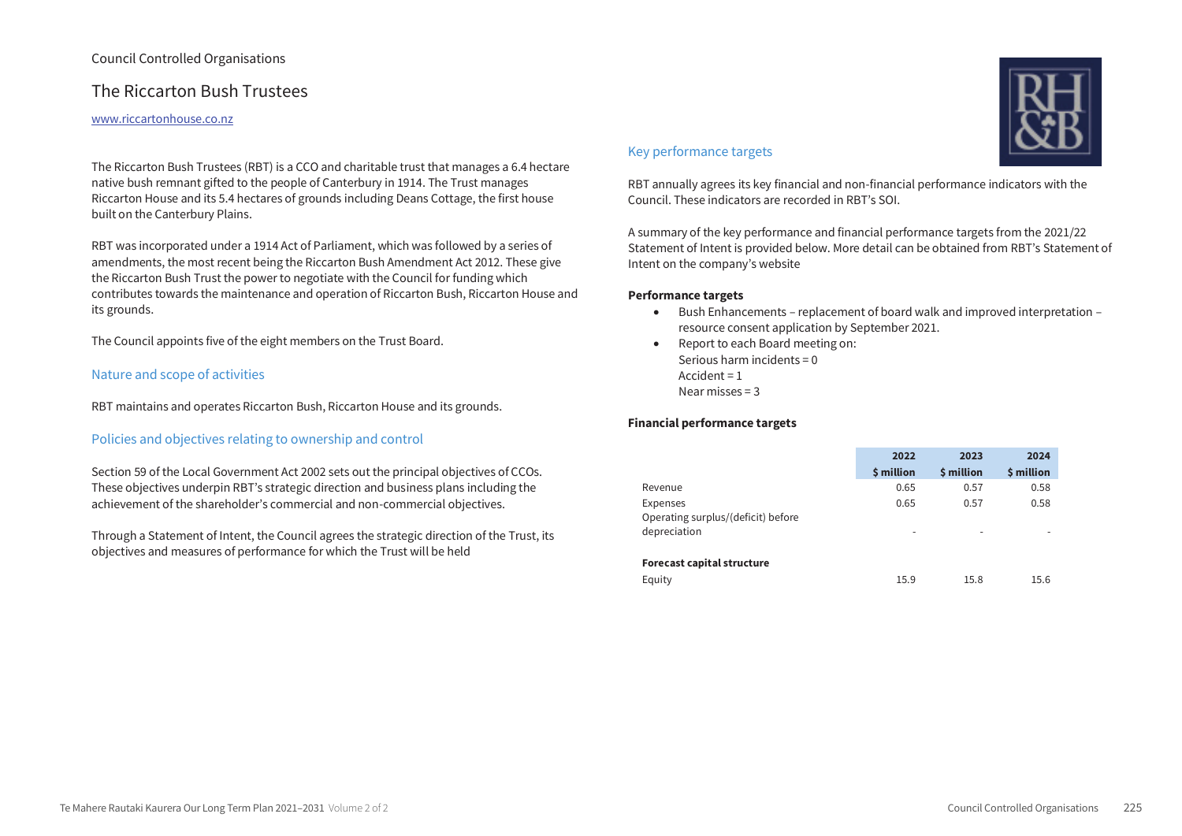Council Controlled Organisations

# The Riccarton Bush Trustees

www.riccartonhouse.co.nz

The Riccarton Bush Trustees (RBT) is a CCO and charitable trust that manages a 6.4 hectare native bush remnant gifted to the people of Canterbury in 1914. The Trust manages Riccarton House and its 5.4 hectares of grounds including Deans Cottage, the first house built on the Canterbury Plains.

RBT was incorporated under a 1914 Act of Parliament, which was followed by a series of amendments, the most recent being the Riccarton Bush Amendment Act 2012. These give the Riccarton Bush Trust the power to negotiate with the Council for funding which contributes towards the maintenance and operation of Riccarton Bush, Riccarton House and its grounds.

The Council appoints five of the eight members on the Trust Board.

## Nature and scope of activities

RBT maintains and operates Riccarton Bush, Riccarton House and its grounds.

## Policies and objectives relating to ownership and control

Section 59 of the Local Government Act 2002 sets out the principal objectives of CCOs. These objectives underpin RBT's strategic direction and business plans including the achievement of the shareholder's commercial and non-commercial objectives.

Through a Statement of Intent, the Council agrees the strategic direction of the Trust, its objectives and measures of performance for which the Trust will be held

## Key performance targets

RBT annually agrees its key financial and non-financial performance indicators with the Council. These indicators are recorded in RBT's SOI.

A summary of the key performance and financial performance targets from the 2021/22 Statement of Intent is provided below. More detail can be obtained from RBT's Statement of Intent on the company's website

**Performance targets**

- Bush Enhancements – replacement of board walk and improved interpretation – resource consent application by September 2021.
- Report to each Board meeting on:
  Serious harm incidents = 0
  Accident = 1
  Near misses = 3

**Financial performance targets**

| | 2022 $ million | 2023 $ million | 2024 $ million |
|---|---|---|---|
| Revenue | 0.65 | 0.57 | 0.58 |
| Expenses | 0.65 | 0.57 | 0.58 |
| Operating surplus/(deficit) before depreciation | - | - | - |
| **Forecast capital structure** | | | |
| Equity | 15.9 | 15.8 | 15.6 |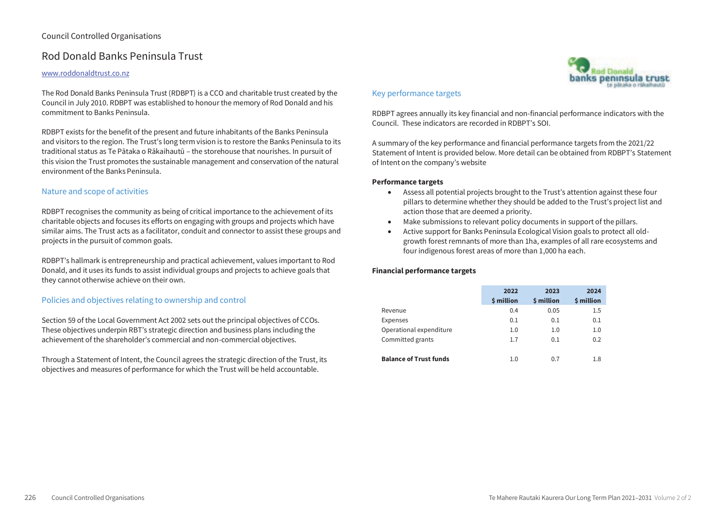Council Controlled Organisations

# Rod Donald Banks Peninsula Trust

www.roddonaldtrust.co.nz

The Rod Donald Banks Peninsula Trust (RDBPT) is a CCO and charitable trust created by the Council in July 2010. RDBPT was established to honour the memory of Rod Donald and his commitment to Banks Peninsula.

RDBPT exists for the benefit of the present and future inhabitants of the Banks Peninsula and visitors to the region. The Trust's long term vision is to restore the Banks Peninsula to its traditional status as Te Pātaka o Rākaihautū – the storehouse that nourishes. In pursuit of this vision the Trust promotes the sustainable management and conservation of the natural environment of the Banks Peninsula.

## Nature and scope of activities

RDBPT recognises the community as being of critical importance to the achievement of its charitable objects and focuses its efforts on engaging with groups and projects which have similar aims. The Trust acts as a facilitator, conduit and connector to assist these groups and projects in the pursuit of common goals.

RDBPT's hallmark is entrepreneurship and practical achievement, values important to Rod Donald, and it uses its funds to assist individual groups and projects to achieve goals that they cannot otherwise achieve on their own.

## Policies and objectives relating to ownership and control

Section 59 of the Local Government Act 2002 sets out the principal objectives of CCOs. These objectives underpin RBT's strategic direction and business plans including the achievement of the shareholder's commercial and non-commercial objectives.

Through a Statement of Intent, the Council agrees the strategic direction of the Trust, its objectives and measures of performance for which the Trust will be held accountable.

## Key performance targets

RDBPT agrees annually its key financial and non-financial performance indicators with the Council. These indicators are recorded in RDBPT's SOI.

A summary of the key performance and financial performance targets from the 2021/22 Statement of Intent is provided below. More detail can be obtained from RDBPT's Statement of Intent on the company's website

**Performance targets**

- Assess all potential projects brought to the Trust's attention against these four pillars to determine whether they should be added to the Trust's project list and action those that are deemed a priority.
- Make submissions to relevant policy documents in support of the pillars.
- Active support for Banks Peninsula Ecological Vision goals to protect all old-growth forest remnants of more than 1ha, examples of all rare ecosystems and four indigenous forest areas of more than 1,000 ha each.

**Financial performance targets**

| | 2022 $ million | 2023 $ million | 2024 $ million |
|---|---|---|---|
| Revenue | 0.4 | 0.05 | 1.5 |
| Expenses | 0.1 | 0.1 | 0.1 |
| Operational expenditure | 1.0 | 1.0 | 1.0 |
| Committed grants | 1.7 | 0.1 | 0.2 |
| **Balance of Trust funds** | 1.0 | 0.7 | 1.8 |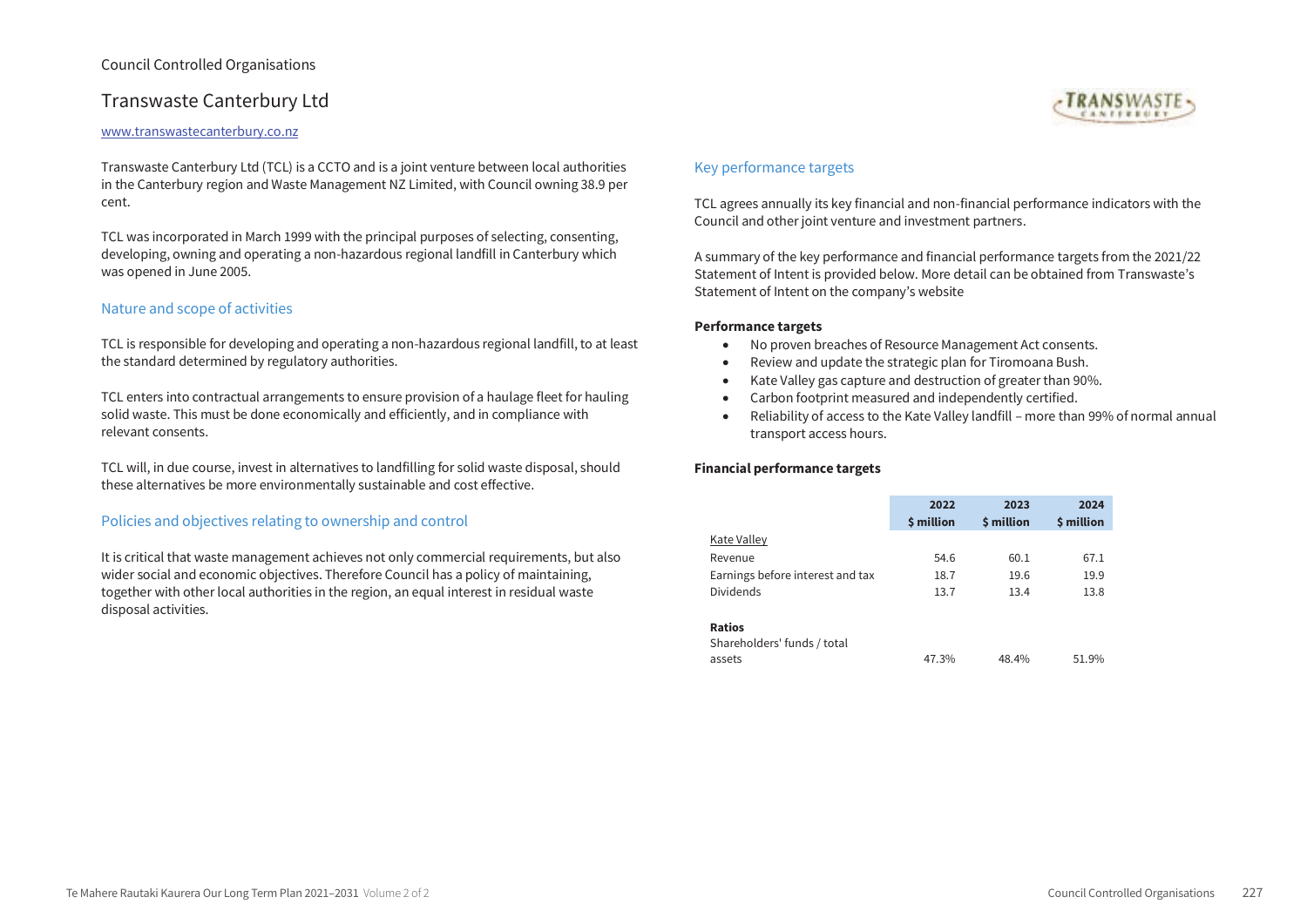Council Controlled Organisations

# Transwaste Canterbury Ltd

www.transwastecanterbury.co.nz

Transwaste Canterbury Ltd (TCL) is a CCTO and is a joint venture between local authorities in the Canterbury region and Waste Management NZ Limited, with Council owning 38.9 per cent.

TCL was incorporated in March 1999 with the principal purposes of selecting, consenting, developing, owning and operating a non-hazardous regional landfill in Canterbury which was opened in June 2005.

## Nature and scope of activities

TCL is responsible for developing and operating a non-hazardous regional landfill, to at least the standard determined by regulatory authorities.

TCL enters into contractual arrangements to ensure provision of a haulage fleet for hauling solid waste. This must be done economically and efficiently, and in compliance with relevant consents.

TCL will, in due course, invest in alternatives to landfilling for solid waste disposal, should these alternatives be more environmentally sustainable and cost effective.

## Policies and objectives relating to ownership and control

It is critical that waste management achieves not only commercial requirements, but also wider social and economic objectives. Therefore Council has a policy of maintaining, together with other local authorities in the region, an equal interest in residual waste disposal activities.

## Key performance targets

TCL agrees annually its key financial and non-financial performance indicators with the Council and other joint venture and investment partners.

A summary of the key performance and financial performance targets from the 2021/22 Statement of Intent is provided below. More detail can be obtained from Transwaste's Statement of Intent on the company's website

**Performance targets**

- No proven breaches of Resource Management Act consents.
- Review and update the strategic plan for Tiromoana Bush.
- Kate Valley gas capture and destruction of greater than 90%.
- Carbon footprint measured and independently certified.
- Reliability of access to the Kate Valley landfill – more than 99% of normal annual transport access hours.

**Financial performance targets**

| | 2022 $ million | 2023 $ million | 2024 $ million |
|---|---|---|---|
| Kate Valley | | | |
| Revenue | 54.6 | 60.1 | 67.1 |
| Earnings before interest and tax | 18.7 | 19.6 | 19.9 |
| Dividends | 13.7 | 13.4 | 13.8 |
| **Ratios** | | | |
| Shareholders' funds / total assets | 47.3% | 48.4% | 51.9% |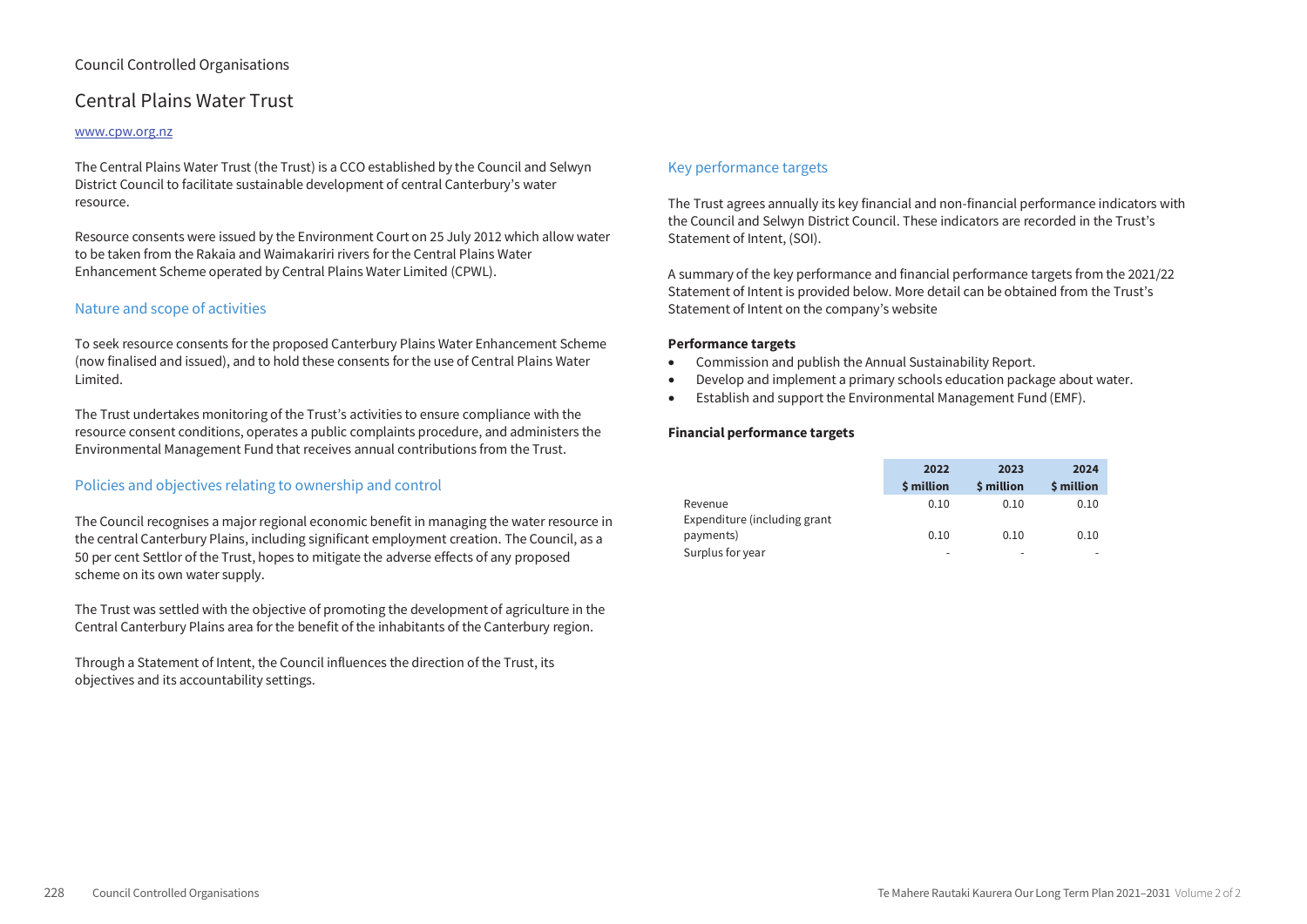Council Controlled Organisations

# Central Plains Water Trust

www.cpw.org.nz

The Central Plains Water Trust (the Trust) is a CCO established by the Council and Selwyn District Council to facilitate sustainable development of central Canterbury's water resource.

Resource consents were issued by the Environment Court on 25 July 2012 which allow water to be taken from the Rakaia and Waimakariri rivers for the Central Plains Water Enhancement Scheme operated by Central Plains Water Limited (CPWL).

## Nature and scope of activities

To seek resource consents for the proposed Canterbury Plains Water Enhancement Scheme (now finalised and issued), and to hold these consents for the use of Central Plains Water Limited.

The Trust undertakes monitoring of the Trust's activities to ensure compliance with the resource consent conditions, operates a public complaints procedure, and administers the Environmental Management Fund that receives annual contributions from the Trust.

## Policies and objectives relating to ownership and control

The Council recognises a major regional economic benefit in managing the water resource in the central Canterbury Plains, including significant employment creation. The Council, as a 50 per cent Settlor of the Trust, hopes to mitigate the adverse effects of any proposed scheme on its own water supply.

The Trust was settled with the objective of promoting the development of agriculture in the Central Canterbury Plains area for the benefit of the inhabitants of the Canterbury region.

Through a Statement of Intent, the Council influences the direction of the Trust, its objectives and its accountability settings.

## Key performance targets

The Trust agrees annually its key financial and non-financial performance indicators with the Council and Selwyn District Council. These indicators are recorded in the Trust's Statement of Intent, (SOI).

A summary of the key performance and financial performance targets from the 2021/22 Statement of Intent is provided below. More detail can be obtained from the Trust's Statement of Intent on the company's website

**Performance targets**

- Commission and publish the Annual Sustainability Report.
- Develop and implement a primary schools education package about water.
- Establish and support the Environmental Management Fund (EMF).

**Financial performance targets**

| | 2022 $ million | 2023 $ million | 2024 $ million |
|---|---|---|---|
| Revenue | 0.10 | 0.10 | 0.10 |
| Expenditure (including grant payments) | 0.10 | 0.10 | 0.10 |
| Surplus for year | - | - | - |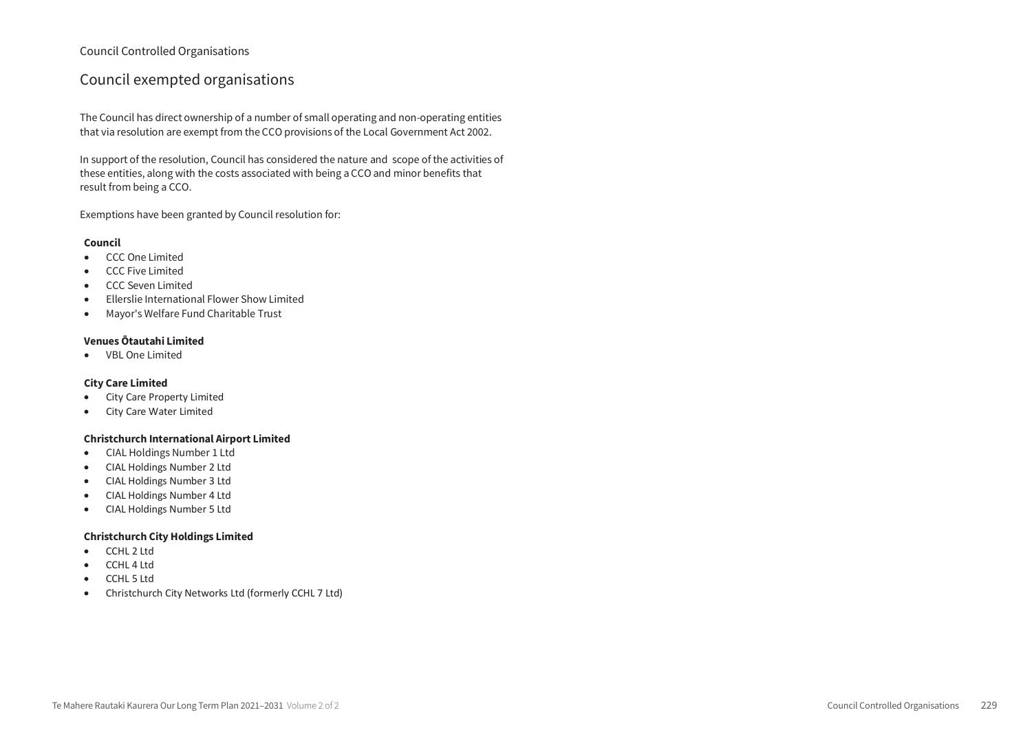## Council exempted organisations

The Council has direct ownership of a number of small operating and non-operating entities that via resolution are exempt from the CCO provisions of the Local Government Act 2002.

In support of the resolution, Council has considered the nature and scope of the activities of these entities, along with the costs associated with being a CCO and minor benefits that result from being a CCO.

Exemptions have been granted by Council resolution for:

**Council**

- CCC One Limited
- CCC Five Limited
- CCC Seven Limited
- Ellerslie International Flower Show Limited
- Mayor's Welfare Fund Charitable Trust

**Venues Ōtautahi Limited**

- VBL One Limited

**City Care Limited**

- City Care Property Limited
- City Care Water Limited

**Christchurch International Airport Limited**

- CIAL Holdings Number 1 Ltd
- CIAL Holdings Number 2 Ltd
- CIAL Holdings Number 3 Ltd
- CIAL Holdings Number 4 Ltd
- CIAL Holdings Number 5 Ltd

**Christchurch City Holdings Limited**

- CCHL 2 Ltd
- CCHL 4 Ltd
- CCHL 5 Ltd
- Christchurch City Networks Ltd (formerly CCHL 7 Ltd)